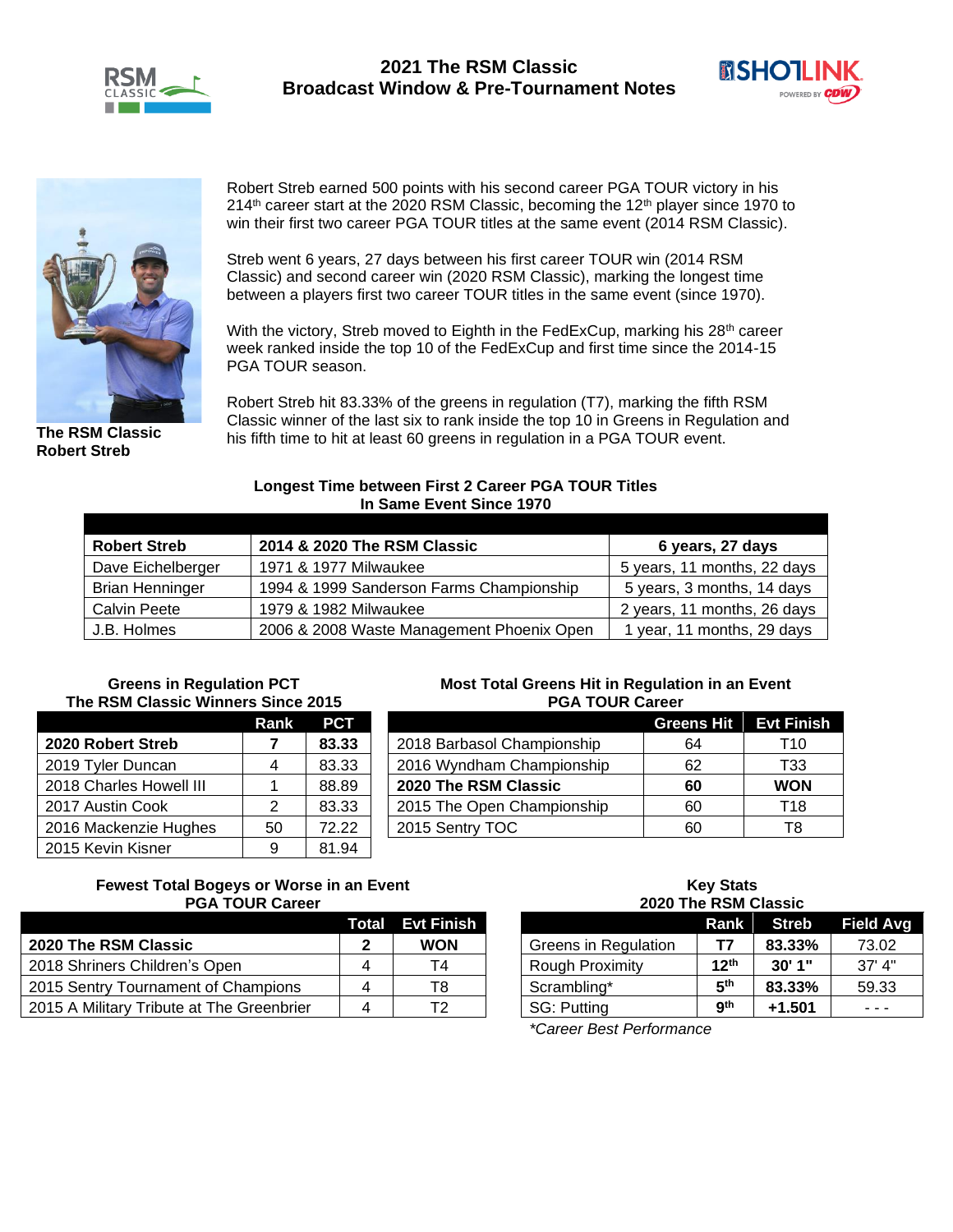# 2021 The RSM Classic
## Broadcast Window & Pre-Tournament Notes

**The RSM Classic**
**Robert Streb**

Robert Streb earned 500 points with his second career PGA TOUR victory in his 214th career start at the 2020 RSM Classic, becoming the 12th player since 1970 to win their first two career PGA TOUR titles at the same event (2014 RSM Classic).

Streb went 6 years, 27 days between his first career TOUR win (2014 RSM Classic) and second career win (2020 RSM Classic), marking the longest time between a players first two career TOUR titles in the same event (since 1970).

With the victory, Streb moved to Eighth in the FedExCup, marking his 28th career week ranked inside the top 10 of the FedExCup and first time since the 2014-15 PGA TOUR season.

Robert Streb hit 83.33% of the greens in regulation (T7), marking the fifth RSM Classic winner of the last six to rank inside the top 10 in Greens in Regulation and his fifth time to hit at least 60 greens in regulation in a PGA TOUR event.

### Longest Time between First 2 Career PGA TOUR Titles In Same Event Since 1970

| | | |
|---|---|---|
| **Robert Streb** | **2014 & 2020 The RSM Classic** | **6 years, 27 days** |
| Dave Eichelberger | 1971 & 1977 Milwaukee | 5 years, 11 months, 22 days |
| Brian Henninger | 1994 & 1999 Sanderson Farms Championship | 5 years, 3 months, 14 days |
| Calvin Peete | 1979 & 1982 Milwaukee | 2 years, 11 months, 26 days |
| J.B. Holmes | 2006 & 2008 Waste Management Phoenix Open | 1 year, 11 months, 29 days |

### Greens in Regulation PCT The RSM Classic Winners Since 2015

| | Rank | PCT |
|---|---|---|
| **2020 Robert Streb** | **7** | **83.33** |
| 2019 Tyler Duncan | 4 | 83.33 |
| 2018 Charles Howell III | 1 | 88.89 |
| 2017 Austin Cook | 2 | 83.33 |
| 2016 Mackenzie Hughes | 50 | 72.22 |
| 2015 Kevin Kisner | 9 | 81.94 |

### Most Total Greens Hit in Regulation in an Event PGA TOUR Career

| | Greens Hit | Evt Finish |
|---|---|---|
| 2018 Barbasol Championship | 64 | T10 |
| 2016 Wyndham Championship | 62 | T33 |
| **2020 The RSM Classic** | **60** | **WON** |
| 2015 The Open Championship | 60 | T18 |
| 2015 Sentry TOC | 60 | T8 |

### Fewest Total Bogeys or Worse in an Event PGA TOUR Career

| | Total | Evt Finish |
|---|---|---|
| **2020 The RSM Classic** | **2** | **WON** |
| 2018 Shriners Children's Open | 4 | T4 |
| 2015 Sentry Tournament of Champions | 4 | T8 |
| 2015 A Military Tribute at The Greenbrier | 4 | T2 |

### Key Stats 2020 The RSM Classic

| | Rank | Streb | Field Avg |
|---|---|---|---|
| Greens in Regulation | **T7** | **83.33%** | 73.02 |
| Rough Proximity | **12th** | **30' 1"** | 37' 4" |
| Scrambling* | **5th** | **83.33%** | 59.33 |
| SG: Putting | **9th** | **+1.501** | - - - |

*\*Career Best Performance*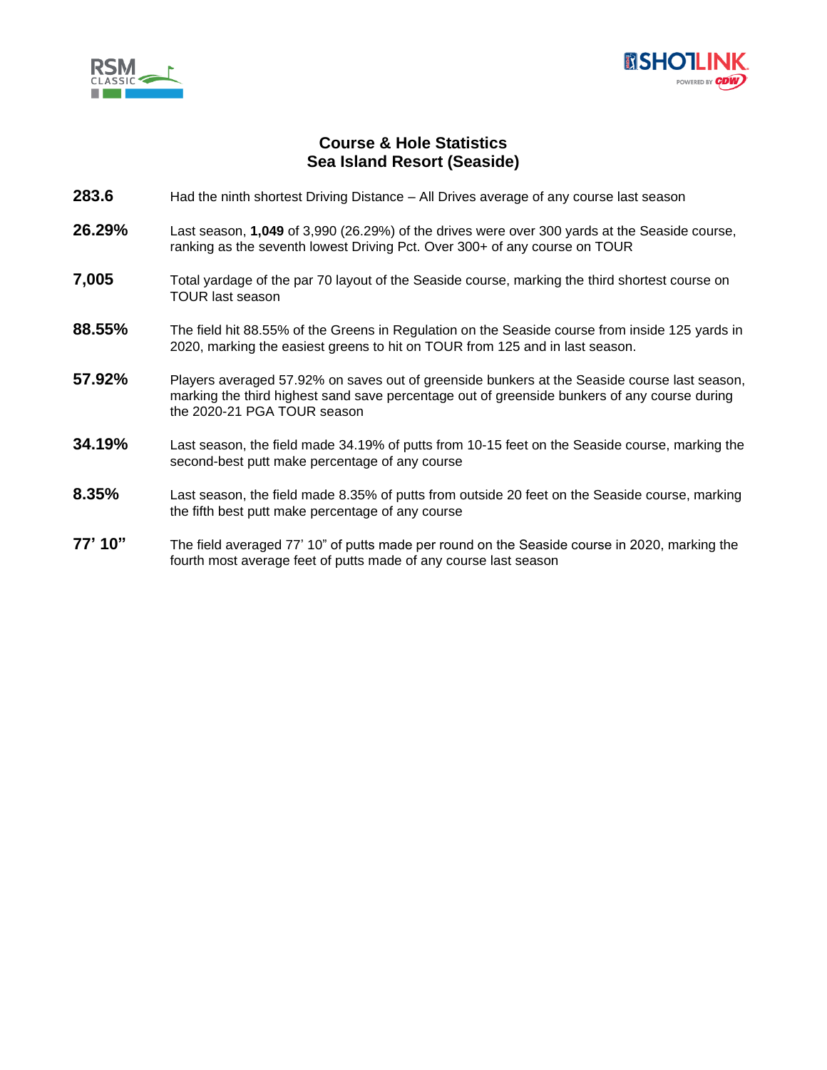# Course & Hole Statistics
## Sea Island Resort (Seaside)

**283.6** Had the ninth shortest Driving Distance – All Drives average of any course last season

**26.29%** Last season, **1,049** of 3,990 (26.29%) of the drives were over 300 yards at the Seaside course, ranking as the seventh lowest Driving Pct. Over 300+ of any course on TOUR

**7,005** Total yardage of the par 70 layout of the Seaside course, marking the third shortest course on TOUR last season

**88.55%** The field hit 88.55% of the Greens in Regulation on the Seaside course from inside 125 yards in 2020, marking the easiest greens to hit on TOUR from 125 and in last season.

**57.92%** Players averaged 57.92% on saves out of greenside bunkers at the Seaside course last season, marking the third highest sand save percentage out of greenside bunkers of any course during the 2020-21 PGA TOUR season

**34.19%** Last season, the field made 34.19% of putts from 10-15 feet on the Seaside course, marking the second-best putt make percentage of any course

**8.35%** Last season, the field made 8.35% of putts from outside 20 feet on the Seaside course, marking the fifth best putt make percentage of any course

**77' 10"** The field averaged 77' 10" of putts made per round on the Seaside course in 2020, marking the fourth most average feet of putts made of any course last season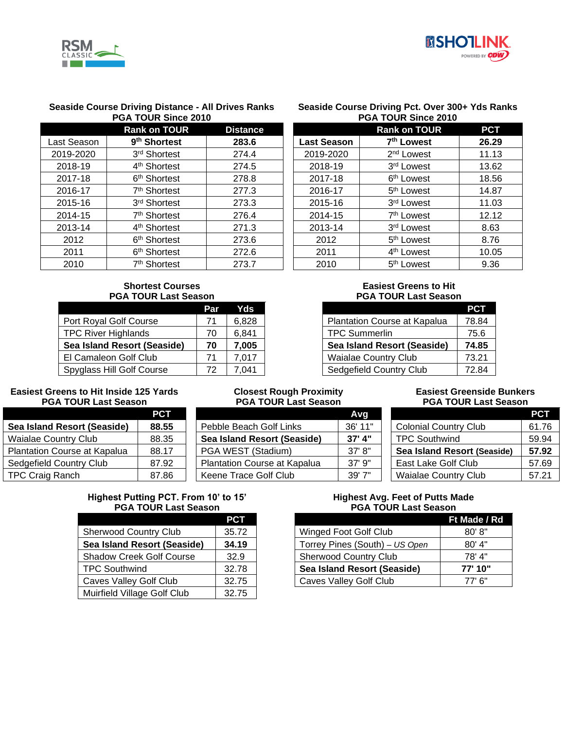### Seaside Course Driving Distance - All Drives Ranks PGA TOUR Since 2010

| | Rank on TOUR | Distance |
|---|---|---|
| Last Season | **9th Shortest** | **283.6** |
| 2019-2020 | 3rd Shortest | 274.4 |
| 2018-19 | 4th Shortest | 274.5 |
| 2017-18 | 6th Shortest | 278.8 |
| 2016-17 | 7th Shortest | 277.3 |
| 2015-16 | 3rd Shortest | 273.3 |
| 2014-15 | 7th Shortest | 276.4 |
| 2013-14 | 4th Shortest | 271.3 |
| 2012 | 6th Shortest | 273.6 |
| 2011 | 6th Shortest | 272.6 |
| 2010 | 7th Shortest | 273.7 |

### Seaside Course Driving Pct. Over 300+ Yds Ranks PGA TOUR Since 2010

| | Rank on TOUR | PCT |
|---|---|---|
| **Last Season** | **7th Lowest** | **26.29** |
| 2019-2020 | 2nd Lowest | 11.13 |
| 2018-19 | 3rd Lowest | 13.62 |
| 2017-18 | 6th Lowest | 18.56 |
| 2016-17 | 5th Lowest | 14.87 |
| 2015-16 | 3rd Lowest | 11.03 |
| 2014-15 | 7th Lowest | 12.12 |
| 2013-14 | 3rd Lowest | 8.63 |
| 2012 | 5th Lowest | 8.76 |
| 2011 | 4th Lowest | 10.05 |
| 2010 | 5th Lowest | 9.36 |

### Shortest Courses PGA TOUR Last Season

| | Par | Yds |
|---|---|---|
| Port Royal Golf Course | 71 | 6,828 |
| TPC River Highlands | 70 | 6,841 |
| **Sea Island Resort (Seaside)** | **70** | **7,005** |
| El Camaleon Golf Club | 71 | 7,017 |
| Spyglass Hill Golf Course | 72 | 7,041 |

### Easiest Greens to Hit PGA TOUR Last Season

| | PCT |
|---|---|
| Plantation Course at Kapalua | 78.84 |
| TPC Summerlin | 75.6 |
| **Sea Island Resort (Seaside)** | **74.85** |
| Waialae Country Club | 73.21 |
| Sedgefield Country Club | 72.84 |

### Easiest Greens to Hit Inside 125 Yards PGA TOUR Last Season

| | PCT |
|---|---|
| **Sea Island Resort (Seaside)** | **88.55** |
| Waialae Country Club | 88.35 |
| Plantation Course at Kapalua | 88.17 |
| Sedgefield Country Club | 87.92 |
| TPC Craig Ranch | 87.86 |

### Closest Rough Proximity PGA TOUR Last Season

| | Avg |
|---|---|
| Pebble Beach Golf Links | 36' 11" |
| **Sea Island Resort (Seaside)** | **37' 4"** |
| PGA WEST (Stadium) | 37' 8" |
| Plantation Course at Kapalua | 37' 9" |
| Keene Trace Golf Club | 39' 7" |

### Easiest Greenside Bunkers PGA TOUR Last Season

| | PCT |
|---|---|
| Colonial Country Club | 61.76 |
| TPC Southwind | 59.94 |
| **Sea Island Resort (Seaside)** | **57.92** |
| East Lake Golf Club | 57.69 |
| Waialae Country Club | 57.21 |

### Highest Putting PCT. From 10' to 15' PGA TOUR Last Season

| | PCT |
|---|---|
| Sherwood Country Club | 35.72 |
| **Sea Island Resort (Seaside)** | **34.19** |
| Shadow Creek Golf Course | 32.9 |
| TPC Southwind | 32.78 |
| Caves Valley Golf Club | 32.75 |
| Muirfield Village Golf Club | 32.75 |

### Highest Avg. Feet of Putts Made PGA TOUR Last Season

| | Ft Made / Rd |
|---|---|
| Winged Foot Golf Club | 80' 8" |
| Torrey Pines (South) – *US Open* | 80' 4" |
| Sherwood Country Club | 78' 4" |
| **Sea Island Resort (Seaside)** | **77' 10"** |
| Caves Valley Golf Club | 77' 6" |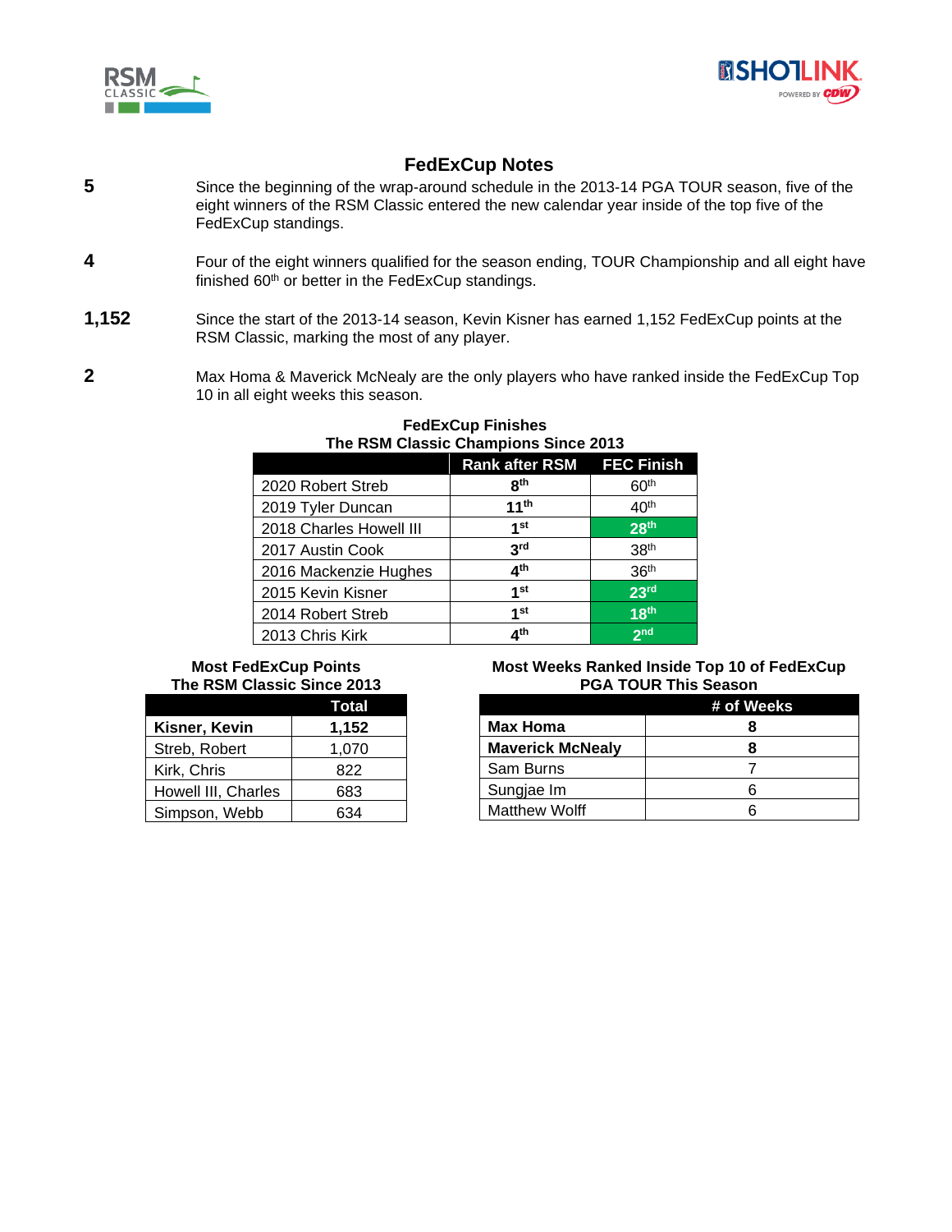## FedExCup Notes

**5** Since the beginning of the wrap-around schedule in the 2013-14 PGA TOUR season, five of the eight winners of the RSM Classic entered the new calendar year inside of the top five of the FedExCup standings.

**4** Four of the eight winners qualified for the season ending, TOUR Championship and all eight have finished 60th or better in the FedExCup standings.

**1,152** Since the start of the 2013-14 season, Kevin Kisner has earned 1,152 FedExCup points at the RSM Classic, marking the most of any player.

**2** Max Homa & Maverick McNealy are the only players who have ranked inside the FedExCup Top 10 in all eight weeks this season.

**FedExCup Finishes**
**The RSM Classic Champions Since 2013**

| | Rank after RSM | FEC Finish |
|---|---|---|
| 2020 Robert Streb | 8th | 60th |
| 2019 Tyler Duncan | 11th | 40th |
| 2018 Charles Howell III | 1st | 28th |
| 2017 Austin Cook | 3rd | 38th |
| 2016 Mackenzie Hughes | 4th | 36th |
| 2015 Kevin Kisner | 1st | 23rd |
| 2014 Robert Streb | 1st | 18th |
| 2013 Chris Kirk | 4th | 2nd |

**Most FedExCup Points**
**The RSM Classic Since 2013**

| | Total |
|---|---|
| **Kisner, Kevin** | **1,152** |
| Streb, Robert | 1,070 |
| Kirk, Chris | 822 |
| Howell III, Charles | 683 |
| Simpson, Webb | 634 |

**Most Weeks Ranked Inside Top 10 of FedExCup**
**PGA TOUR This Season**

| | # of Weeks |
|---|---|
| **Max Homa** | **8** |
| **Maverick McNealy** | **8** |
| Sam Burns | 7 |
| Sungjae Im | 6 |
| Matthew Wolff | 6 |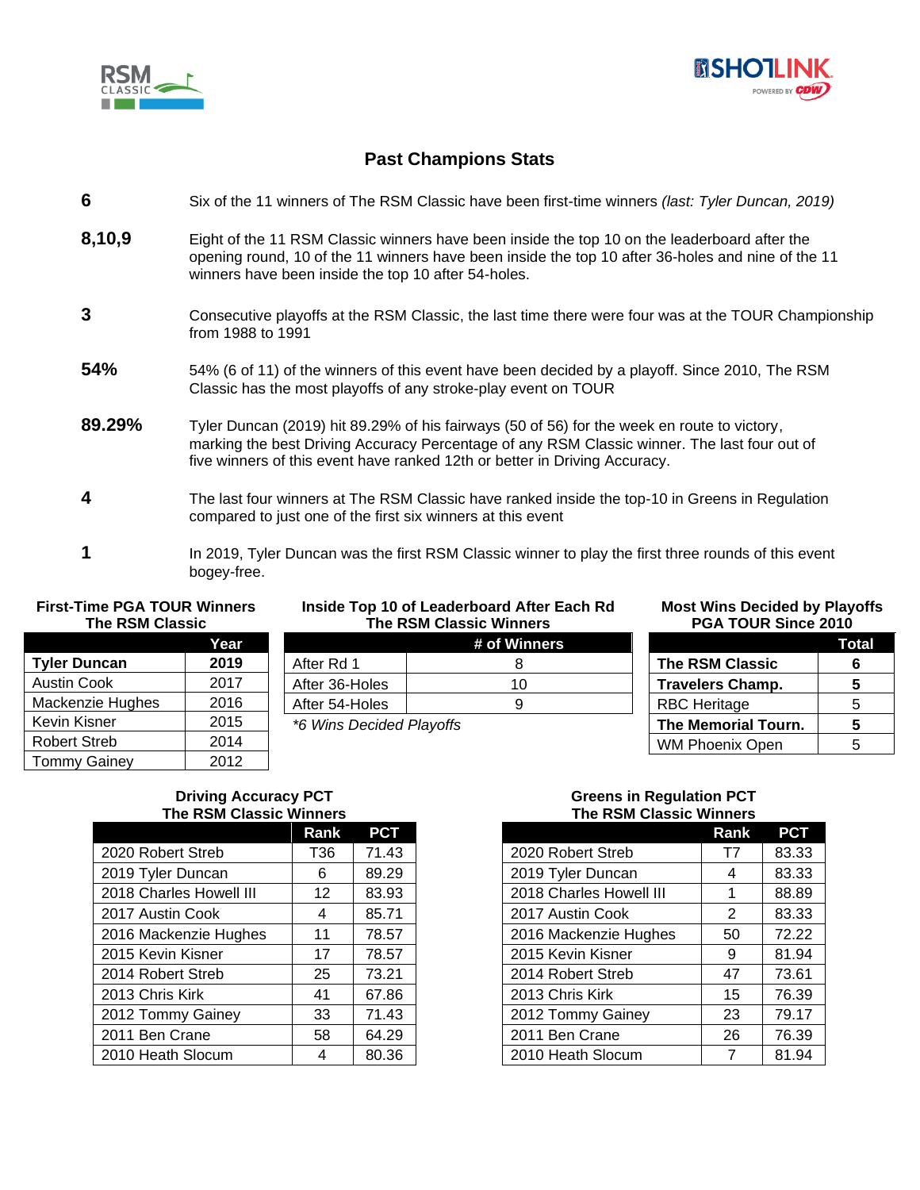# Past Champions Stats

**6** — Six of the 11 winners of The RSM Classic have been first-time winners *(last: Tyler Duncan, 2019)*

**8,10,9** — Eight of the 11 RSM Classic winners have been inside the top 10 on the leaderboard after the opening round, 10 of the 11 winners have been inside the top 10 after 36-holes and nine of the 11 winners have been inside the top 10 after 54-holes.

**3** — Consecutive playoffs at the RSM Classic, the last time there were four was at the TOUR Championship from 1988 to 1991

**54%** — 54% (6 of 11) of the winners of this event have been decided by a playoff. Since 2010, The RSM Classic has the most playoffs of any stroke-play event on TOUR

**89.29%** — Tyler Duncan (2019) hit 89.29% of his fairways (50 of 56) for the week en route to victory, marking the best Driving Accuracy Percentage of any RSM Classic winner. The last four out of five winners of this event have ranked 12th or better in Driving Accuracy.

**4** — The last four winners at The RSM Classic have ranked inside the top-10 in Greens in Regulation compared to just one of the first six winners at this event

**1** — In 2019, Tyler Duncan was the first RSM Classic winner to play the first three rounds of this event bogey-free.

### First-Time PGA TOUR Winners The RSM Classic

| | Year |
|---|---|
| **Tyler Duncan** | **2019** |
| Austin Cook | 2017 |
| Mackenzie Hughes | 2016 |
| Kevin Kisner | 2015 |
| Robert Streb | 2014 |
| Tommy Gainey | 2012 |

### Inside Top 10 of Leaderboard After Each Rd The RSM Classic Winners

| | # of Winners |
|---|---|
| After Rd 1 | 8 |
| After 36-Holes | 10 |
| After 54-Holes | 9 |

*\*6 Wins Decided Playoffs*

### Most Wins Decided by Playoffs PGA TOUR Since 2010

| | Total |
|---|---|
| **The RSM Classic** | **6** |
| **Travelers Champ.** | **5** |
| RBC Heritage | 5 |
| **The Memorial Tourn.** | **5** |
| WM Phoenix Open | 5 |

### Driving Accuracy PCT The RSM Classic Winners

| | Rank | PCT |
|---|---|---|
| 2020 Robert Streb | T36 | 71.43 |
| 2019 Tyler Duncan | 6 | 89.29 |
| 2018 Charles Howell III | 12 | 83.93 |
| 2017 Austin Cook | 4 | 85.71 |
| 2016 Mackenzie Hughes | 11 | 78.57 |
| 2015 Kevin Kisner | 17 | 78.57 |
| 2014 Robert Streb | 25 | 73.21 |
| 2013 Chris Kirk | 41 | 67.86 |
| 2012 Tommy Gainey | 33 | 71.43 |
| 2011 Ben Crane | 58 | 64.29 |
| 2010 Heath Slocum | 4 | 80.36 |

### Greens in Regulation PCT The RSM Classic Winners

| | Rank | PCT |
|---|---|---|
| 2020 Robert Streb | T7 | 83.33 |
| 2019 Tyler Duncan | 4 | 83.33 |
| 2018 Charles Howell III | 1 | 88.89 |
| 2017 Austin Cook | 2 | 83.33 |
| 2016 Mackenzie Hughes | 50 | 72.22 |
| 2015 Kevin Kisner | 9 | 81.94 |
| 2014 Robert Streb | 47 | 73.61 |
| 2013 Chris Kirk | 15 | 76.39 |
| 2012 Tommy Gainey | 23 | 79.17 |
| 2011 Ben Crane | 26 | 76.39 |
| 2010 Heath Slocum | 7 | 81.94 |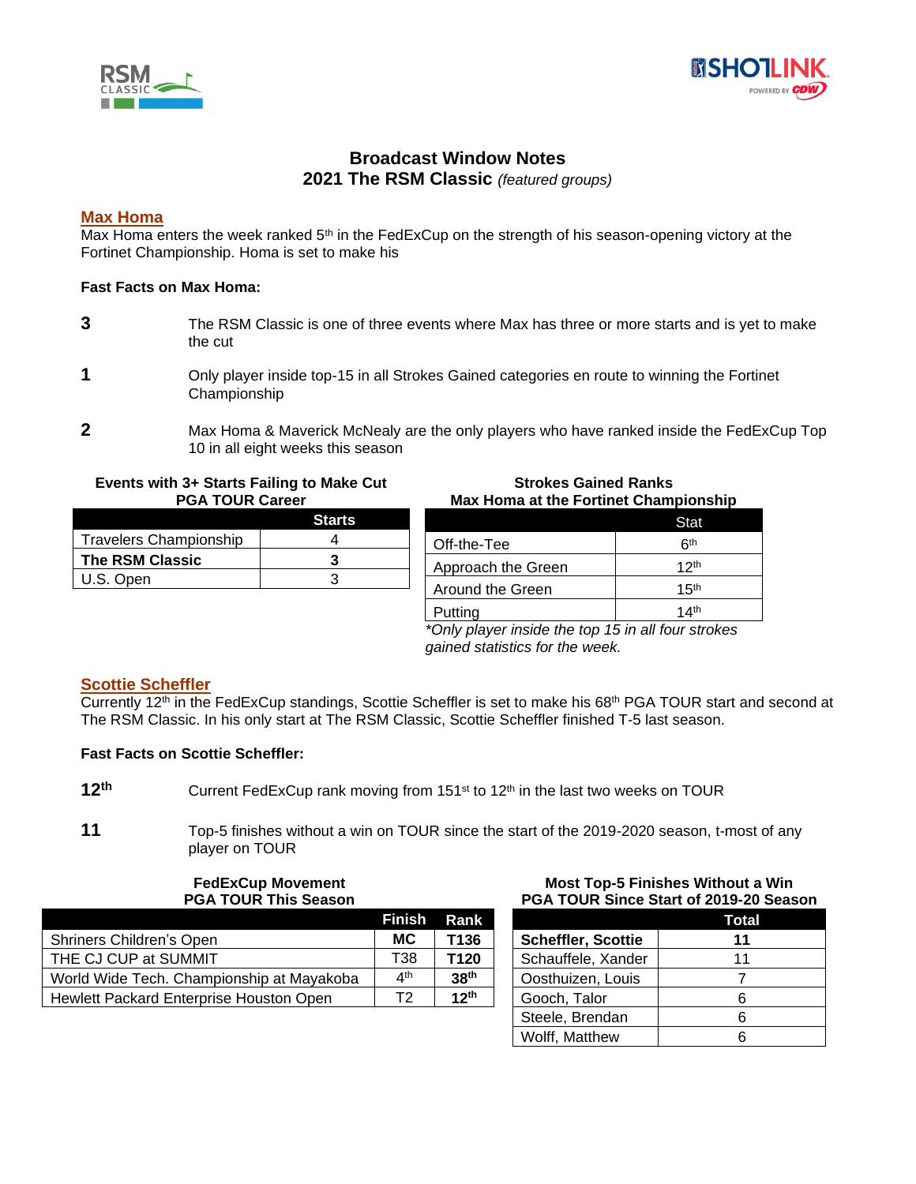# Broadcast Window Notes
## 2021 The RSM Classic *(featured groups)*

## Max Homa

Max Homa enters the week ranked 5th in the FedExCup on the strength of his season-opening victory at the Fortinet Championship. Homa is set to make his

**Fast Facts on Max Homa:**

**3** — The RSM Classic is one of three events where Max has three or more starts and is yet to make the cut

**1** — Only player inside top-15 in all Strokes Gained categories en route to winning the Fortinet Championship

**2** — Max Homa & Maverick McNealy are the only players who have ranked inside the FedExCup Top 10 in all eight weeks this season

**Events with 3+ Starts Failing to Make Cut**
**PGA TOUR Career**

| | Starts |
|---|---|
| Travelers Championship | 4 |
| **The RSM Classic** | **3** |
| U.S. Open | 3 |

**Strokes Gained Ranks**
**Max Homa at the Fortinet Championship**

| | Stat |
|---|---|
| Off-the-Tee | 6th |
| Approach the Green | 12th |
| Around the Green | 15th |
| Putting | 14th |

*\*Only player inside the top 15 in all four strokes gained statistics for the week.*

## Scottie Scheffler

Currently 12th in the FedExCup standings, Scottie Scheffler is set to make his 68th PGA TOUR start and second at The RSM Classic. In his only start at The RSM Classic, Scottie Scheffler finished T-5 last season.

**Fast Facts on Scottie Scheffler:**

**12th** — Current FedExCup rank moving from 151st to 12th in the last two weeks on TOUR

**11** — Top-5 finishes without a win on TOUR since the start of the 2019-2020 season, t-most of any player on TOUR

**FedExCup Movement**
**PGA TOUR This Season**

| | Finish | Rank |
|---|---|---|
| Shriners Children's Open | **MC** | **T136** |
| THE CJ CUP at SUMMIT | T38 | **T120** |
| World Wide Tech. Championship at Mayakoba | 4th | **38th** |
| Hewlett Packard Enterprise Houston Open | T2 | **12th** |

**Most Top-5 Finishes Without a Win**
**PGA TOUR Since Start of 2019-20 Season**

| | Total |
|---|---|
| **Scheffler, Scottie** | **11** |
| Schauffele, Xander | 11 |
| Oosthuizen, Louis | 7 |
| Gooch, Talor | 6 |
| Steele, Brendan | 6 |
| Wolff, Matthew | 6 |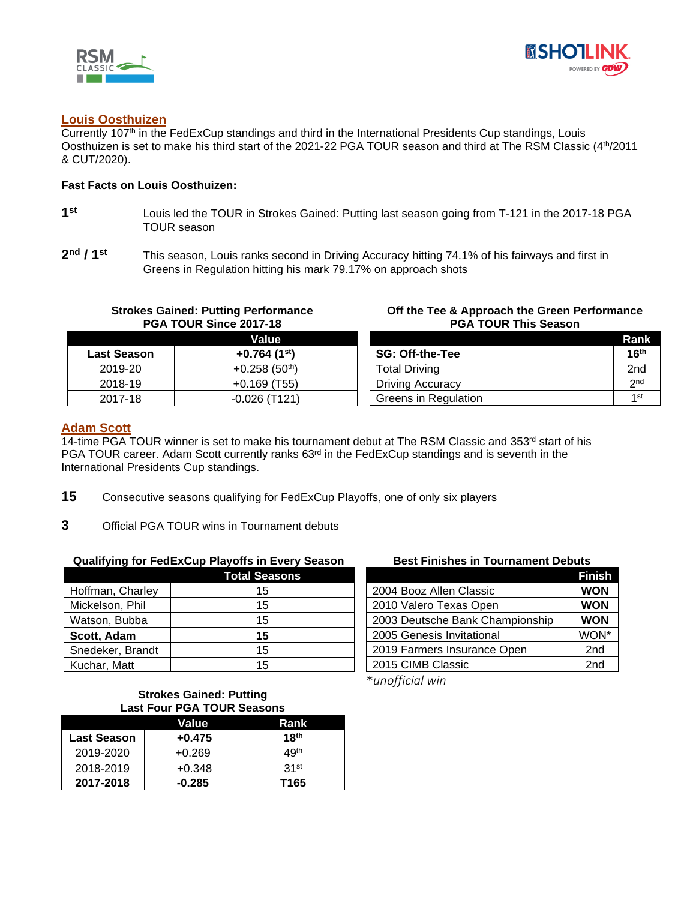## Louis Oosthuizen

Currently 107th in the FedExCup standings and third in the International Presidents Cup standings, Louis Oosthuizen is set to make his third start of the 2021-22 PGA TOUR season and third at The RSM Classic (4th/2011 & CUT/2020).

**Fast Facts on Louis Oosthuizen:**

**1st** Louis led the TOUR in Strokes Gained: Putting last season going from T-121 in the 2017-18 PGA TOUR season

**2nd / 1st** This season, Louis ranks second in Driving Accuracy hitting 74.1% of his fairways and first in Greens in Regulation hitting his mark 79.17% on approach shots

**Strokes Gained: Putting Performance PGA TOUR Since 2017-18**

| | Value |
|---|---|
| **Last Season** | **+0.764 (1st)** |
| 2019-20 | +0.258 (50th) |
| 2018-19 | +0.169 (T55) |
| 2017-18 | -0.026 (T121) |

**Off the Tee & Approach the Green Performance PGA TOUR This Season**

| | Rank |
|---|---|
| **SG: Off-the-Tee** | **16th** |
| Total Driving | 2nd |
| Driving Accuracy | 2nd |
| Greens in Regulation | 1st |

## Adam Scott

14-time PGA TOUR winner is set to make his tournament debut at The RSM Classic and 353rd start of his PGA TOUR career. Adam Scott currently ranks 63rd in the FedExCup standings and is seventh in the International Presidents Cup standings.

**15** Consecutive seasons qualifying for FedExCup Playoffs, one of only six players

**3** Official PGA TOUR wins in Tournament debuts

**Qualifying for FedExCup Playoffs in Every Season**

| | Total Seasons |
|---|---|
| Hoffman, Charley | 15 |
| Mickelson, Phil | 15 |
| Watson, Bubba | 15 |
| **Scott, Adam** | **15** |
| Snedeker, Brandt | 15 |
| Kuchar, Matt | 15 |

**Best Finishes in Tournament Debuts**

| | Finish |
|---|---|
| 2004 Booz Allen Classic | **WON** |
| 2010 Valero Texas Open | **WON** |
| 2003 Deutsche Bank Championship | **WON** |
| 2005 Genesis Invitational | WON* |
| 2019 Farmers Insurance Open | 2nd |
| 2015 CIMB Classic | 2nd |

*unofficial win*

**Strokes Gained: Putting Last Four PGA TOUR Seasons**

| | Value | Rank |
|---|---|---|
| **Last Season** | **+0.475** | **18th** |
| 2019-2020 | +0.269 | 49th |
| 2018-2019 | +0.348 | 31st |
| **2017-2018** | **-0.285** | **T165** |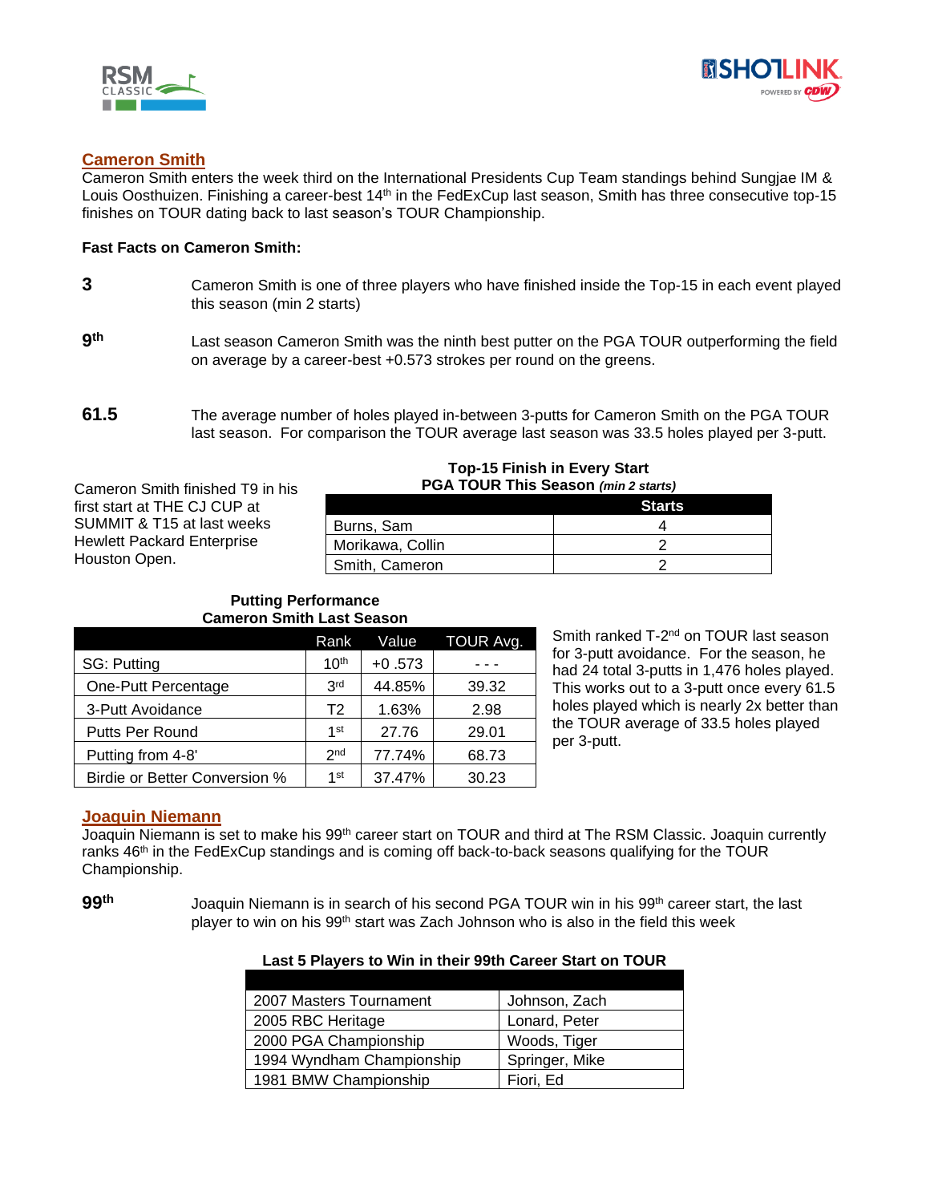## Cameron Smith

Cameron Smith enters the week third on the International Presidents Cup Team standings behind Sungjae IM & Louis Oosthuizen. Finishing a career-best 14th in the FedExCup last season, Smith has three consecutive top-15 finishes on TOUR dating back to last season's TOUR Championship.

**Fast Facts on Cameron Smith:**

**3** — Cameron Smith is one of three players who have finished inside the Top-15 in each event played this season (min 2 starts)

**9th** — Last season Cameron Smith was the ninth best putter on the PGA TOUR outperforming the field on average by a career-best +0.573 strokes per round on the greens.

**61.5** — The average number of holes played in-between 3-putts for Cameron Smith on the PGA TOUR last season. For comparison the TOUR average last season was 33.5 holes played per 3-putt.

Cameron Smith finished T9 in his first start at THE CJ CUP at SUMMIT & T15 at last weeks Hewlett Packard Enterprise Houston Open.

**Top-15 Finish in Every Start PGA TOUR This Season** ***(min 2 starts)***

| | Starts |
|---|---|
| Burns, Sam | 4 |
| Morikawa, Collin | 2 |
| Smith, Cameron | 2 |

**Putting Performance Cameron Smith Last Season**

| | Rank | Value | TOUR Avg. |
|---|---|---|---|
| SG: Putting | 10th | +0 .573 | - - - |
| One-Putt Percentage | 3rd | 44.85% | 39.32 |
| 3-Putt Avoidance | T2 | 1.63% | 2.98 |
| Putts Per Round | 1st | 27.76 | 29.01 |
| Putting from 4-8' | 2nd | 77.74% | 68.73 |
| Birdie or Better Conversion % | 1st | 37.47% | 30.23 |

Smith ranked T-2nd on TOUR last season for 3-putt avoidance. For the season, he had 24 total 3-putts in 1,476 holes played. This works out to a 3-putt once every 61.5 holes played which is nearly 2x better than the TOUR average of 33.5 holes played per 3-putt.

## Joaquin Niemann

Joaquin Niemann is set to make his 99th career start on TOUR and third at The RSM Classic. Joaquin currently ranks 46th in the FedExCup standings and is coming off back-to-back seasons qualifying for the TOUR Championship.

**99th** — Joaquin Niemann is in search of his second PGA TOUR win in his 99th career start, the last player to win on his 99th start was Zach Johnson who is also in the field this week

**Last 5 Players to Win in their 99th Career Start on TOUR**

| | |
|---|---|
| 2007 Masters Tournament | Johnson, Zach |
| 2005 RBC Heritage | Lonard, Peter |
| 2000 PGA Championship | Woods, Tiger |
| 1994 Wyndham Championship | Springer, Mike |
| 1981 BMW Championship | Fiori, Ed |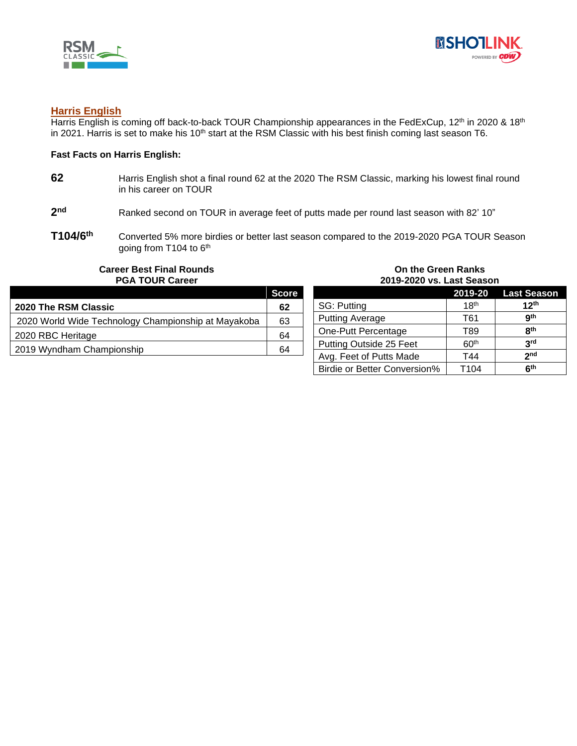## Harris English

Harris English is coming off back-to-back TOUR Championship appearances in the FedExCup, 12th in 2020 & 18th in 2021. Harris is set to make his 10th start at the RSM Classic with his best finish coming last season T6.

**Fast Facts on Harris English:**

**62** — Harris English shot a final round 62 at the 2020 The RSM Classic, marking his lowest final round in his career on TOUR

**2nd** — Ranked second on TOUR in average feet of putts made per round last season with 82' 10"

**T104/6th** — Converted 5% more birdies or better last season compared to the 2019-2020 PGA TOUR Season going from T104 to 6th

**Career Best Final Rounds**
**PGA TOUR Career**

| | Score |
|---|---|
| **2020 The RSM Classic** | **62** |
| 2020 World Wide Technology Championship at Mayakoba | 63 |
| 2020 RBC Heritage | 64 |
| 2019 Wyndham Championship | 64 |

**On the Green Ranks**
**2019-2020 vs. Last Season**

| | 2019-20 | Last Season |
|---|---|---|
| SG: Putting | 18th | **12th** |
| Putting Average | T61 | **9th** |
| One-Putt Percentage | T89 | **8th** |
| Putting Outside 25 Feet | 60th | **3rd** |
| Avg. Feet of Putts Made | T44 | **2nd** |
| Birdie or Better Conversion% | T104 | **6th** |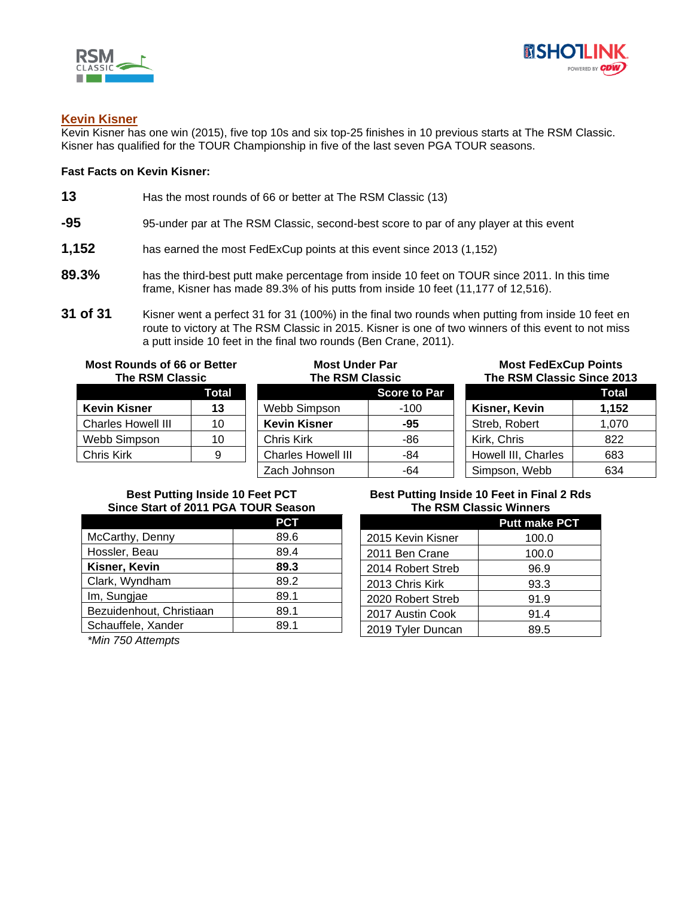## Kevin Kisner

Kevin Kisner has one win (2015), five top 10s and six top-25 finishes in 10 previous starts at The RSM Classic. Kisner has qualified for the TOUR Championship in five of the last seven PGA TOUR seasons.

**Fast Facts on Kevin Kisner:**

**13** Has the most rounds of 66 or better at The RSM Classic (13)

**-95** 95-under par at The RSM Classic, second-best score to par of any player at this event

**1,152** has earned the most FedExCup points at this event since 2013 (1,152)

**89.3%** has the third-best putt make percentage from inside 10 feet on TOUR since 2011. In this time frame, Kisner has made 89.3% of his putts from inside 10 feet (11,177 of 12,516).

**31 of 31** Kisner went a perfect 31 for 31 (100%) in the final two rounds when putting from inside 10 feet en route to victory at The RSM Classic in 2015. Kisner is one of two winners of this event to not miss a putt inside 10 feet in the final two rounds (Ben Crane, 2011).

**Most Rounds of 66 or Better The RSM Classic**

| | Total |
|---|---|
| **Kevin Kisner** | **13** |
| Charles Howell III | 10 |
| Webb Simpson | 10 |
| Chris Kirk | 9 |

**Most Under Par The RSM Classic**

| | Score to Par |
|---|---|
| Webb Simpson | -100 |
| **Kevin Kisner** | **-95** |
| Chris Kirk | -86 |
| Charles Howell III | -84 |
| Zach Johnson | -64 |

**Most FedExCup Points The RSM Classic Since 2013**

| | Total |
|---|---|
| **Kisner, Kevin** | **1,152** |
| Streb, Robert | 1,070 |
| Kirk, Chris | 822 |
| Howell III, Charles | 683 |
| Simpson, Webb | 634 |

**Best Putting Inside 10 Feet PCT Since Start of 2011 PGA TOUR Season**

| | PCT |
|---|---|
| McCarthy, Denny | 89.6 |
| Hossler, Beau | 89.4 |
| **Kisner, Kevin** | **89.3** |
| Clark, Wyndham | 89.2 |
| Im, Sungjae | 89.1 |
| Bezuidenhout, Christiaan | 89.1 |
| Schauffele, Xander | 89.1 |

*\*Min 750 Attempts*

**Best Putting Inside 10 Feet in Final 2 Rds The RSM Classic Winners**

| | Putt make PCT |
|---|---|
| 2015 Kevin Kisner | 100.0 |
| 2011 Ben Crane | 100.0 |
| 2014 Robert Streb | 96.9 |
| 2013 Chris Kirk | 93.3 |
| 2020 Robert Streb | 91.9 |
| 2017 Austin Cook | 91.4 |
| 2019 Tyler Duncan | 89.5 |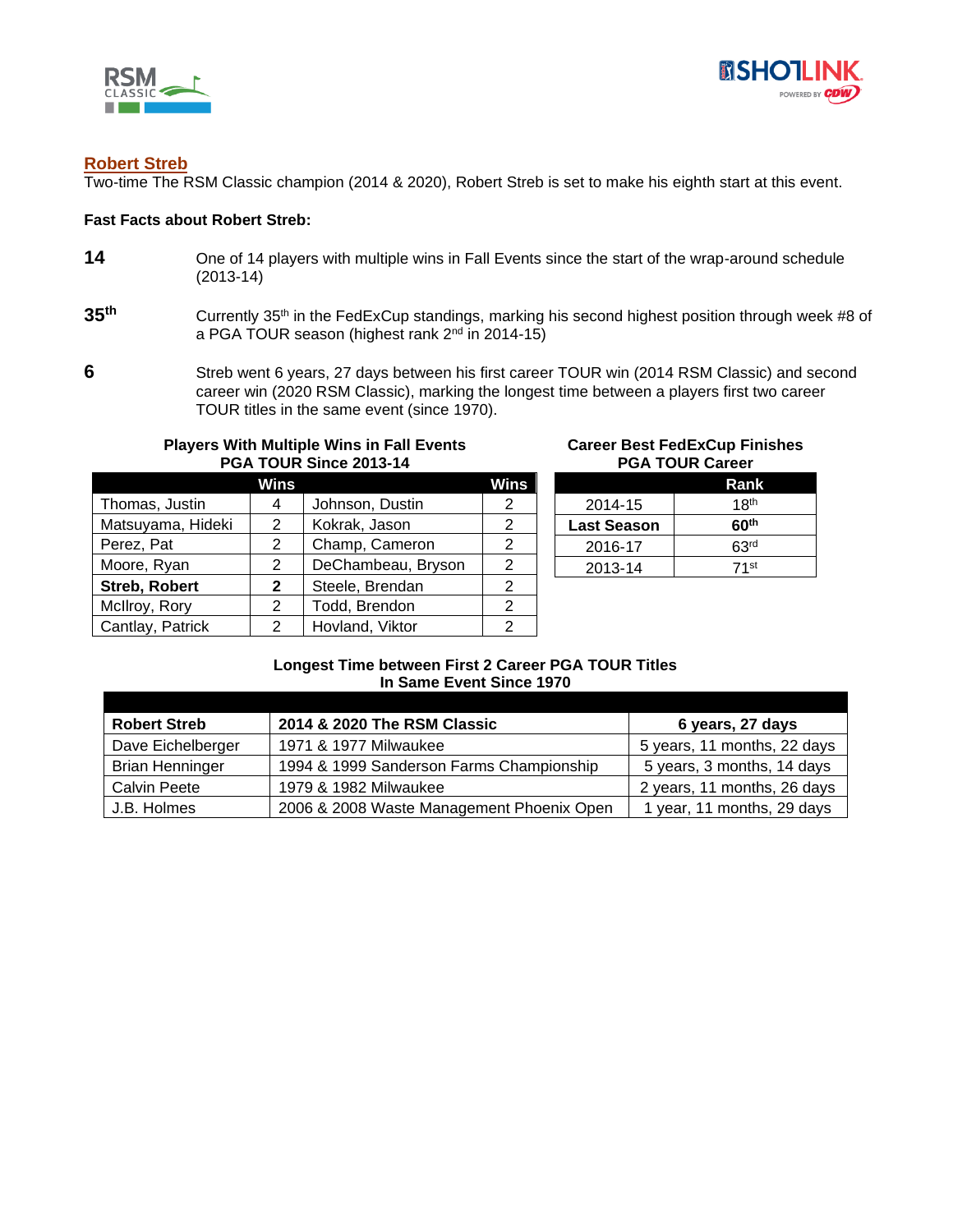## Robert Streb

Two-time The RSM Classic champion (2014 & 2020), Robert Streb is set to make his eighth start at this event.

**Fast Facts about Robert Streb:**

**14** — One of 14 players with multiple wins in Fall Events since the start of the wrap-around schedule (2013-14)

**35th** — Currently 35th in the FedExCup standings, marking his second highest position through week #8 of a PGA TOUR season (highest rank 2nd in 2014-15)

**6** — Streb went 6 years, 27 days between his first career TOUR win (2014 RSM Classic) and second career win (2020 RSM Classic), marking the longest time between a players first two career TOUR titles in the same event (since 1970).

**Players With Multiple Wins in Fall Events PGA TOUR Since 2013-14**

| | Wins | | Wins |
|---|---|---|---|
| Thomas, Justin | 4 | Johnson, Dustin | 2 |
| Matsuyama, Hideki | 2 | Kokrak, Jason | 2 |
| Perez, Pat | 2 | Champ, Cameron | 2 |
| Moore, Ryan | 2 | DeChambeau, Bryson | 2 |
| **Streb, Robert** | **2** | Steele, Brendan | 2 |
| McIlroy, Rory | 2 | Todd, Brendon | 2 |
| Cantlay, Patrick | 2 | Hovland, Viktor | 2 |

**Career Best FedExCup Finishes PGA TOUR Career**

| | Rank |
|---|---|
| 2014-15 | 18th |
| **Last Season** | **60th** |
| 2016-17 | 63rd |
| 2013-14 | 71st |

**Longest Time between First 2 Career PGA TOUR Titles In Same Event Since 1970**

| | | |
|---|---|---|
| **Robert Streb** | **2014 & 2020 The RSM Classic** | **6 years, 27 days** |
| Dave Eichelberger | 1971 & 1977 Milwaukee | 5 years, 11 months, 22 days |
| Brian Henninger | 1994 & 1999 Sanderson Farms Championship | 5 years, 3 months, 14 days |
| Calvin Peete | 1979 & 1982 Milwaukee | 2 years, 11 months, 26 days |
| J.B. Holmes | 2006 & 2008 Waste Management Phoenix Open | 1 year, 11 months, 29 days |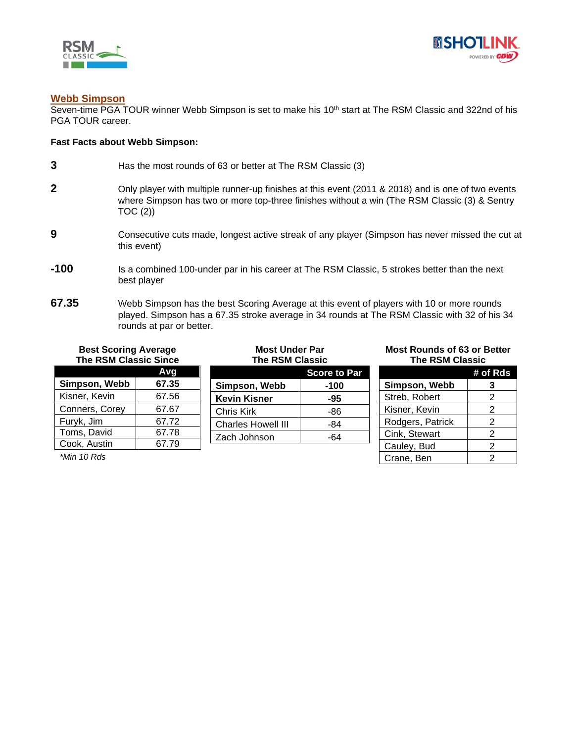## Webb Simpson

Seven-time PGA TOUR winner Webb Simpson is set to make his 10th start at The RSM Classic and 322nd of his PGA TOUR career.

**Fast Facts about Webb Simpson:**

**3** Has the most rounds of 63 or better at The RSM Classic (3)

**2** Only player with multiple runner-up finishes at this event (2011 & 2018) and is one of two events where Simpson has two or more top-three finishes without a win (The RSM Classic (3) & Sentry TOC (2))

**9** Consecutive cuts made, longest active streak of any player (Simpson has never missed the cut at this event)

**-100** Is a combined 100-under par in his career at The RSM Classic, 5 strokes better than the next best player

**67.35** Webb Simpson has the best Scoring Average at this event of players with 10 or more rounds played. Simpson has a 67.35 stroke average in 34 rounds at The RSM Classic with 32 of his 34 rounds at par or better.

**Best Scoring Average The RSM Classic Since**

| | Avg |
|---|---|
| **Simpson, Webb** | **67.35** |
| Kisner, Kevin | 67.56 |
| Conners, Corey | 67.67 |
| Furyk, Jim | 67.72 |
| Toms, David | 67.78 |
| Cook, Austin | 67.79 |

*\*Min 10 Rds*

**Most Under Par The RSM Classic**

| | Score to Par |
|---|---|
| **Simpson, Webb** | **-100** |
| **Kevin Kisner** | **-95** |
| Chris Kirk | -86 |
| Charles Howell III | -84 |
| Zach Johnson | -64 |

**Most Rounds of 63 or Better The RSM Classic**

| | # of Rds |
|---|---|
| **Simpson, Webb** | **3** |
| Streb, Robert | 2 |
| Kisner, Kevin | 2 |
| Rodgers, Patrick | 2 |
| Cink, Stewart | 2 |
| Cauley, Bud | 2 |
| Crane, Ben | 2 |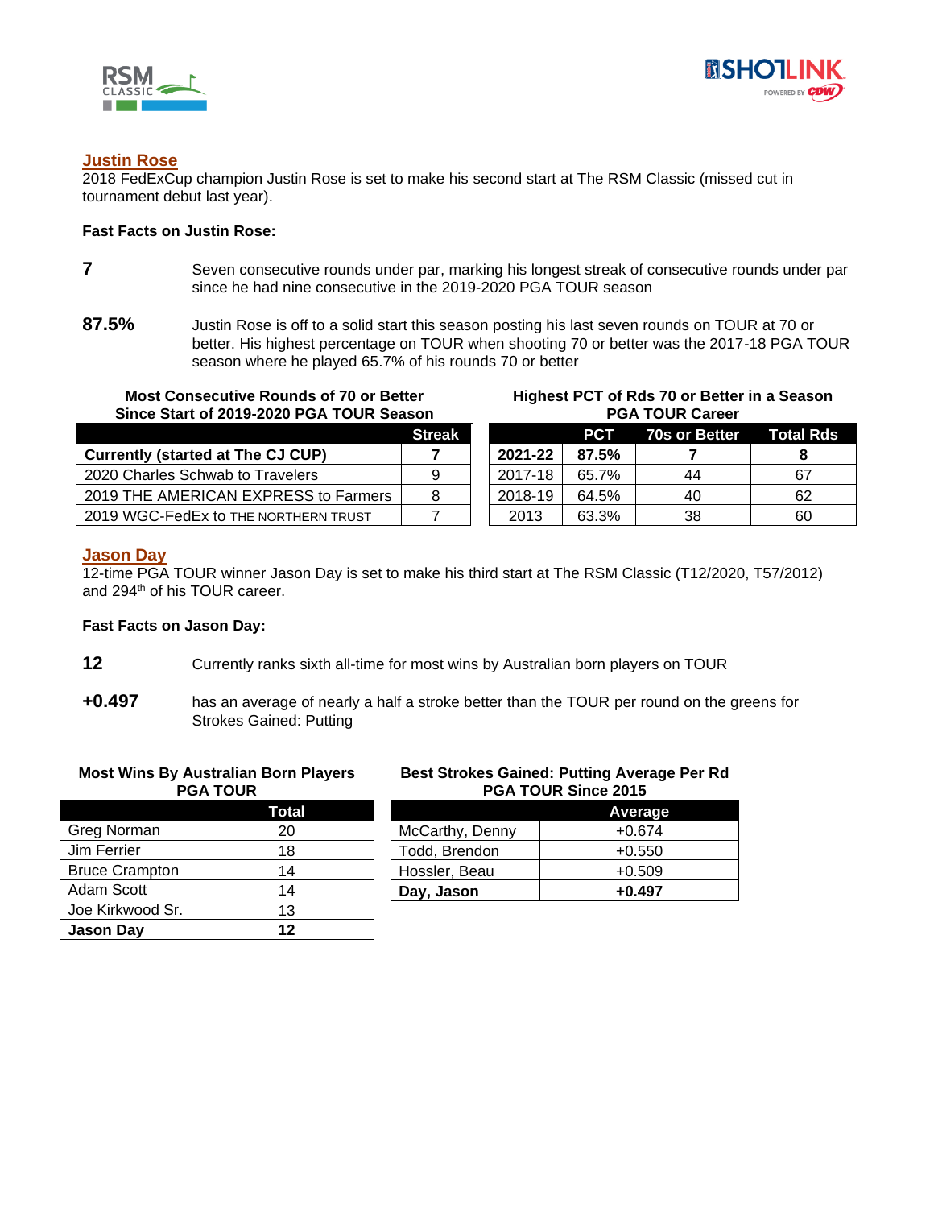## Justin Rose

2018 FedExCup champion Justin Rose is set to make his second start at The RSM Classic (missed cut in tournament debut last year).

**Fast Facts on Justin Rose:**

**7** Seven consecutive rounds under par, marking his longest streak of consecutive rounds under par since he had nine consecutive in the 2019-2020 PGA TOUR season

**87.5%** Justin Rose is off to a solid start this season posting his last seven rounds on TOUR at 70 or better. His highest percentage on TOUR when shooting 70 or better was the 2017-18 PGA TOUR season where he played 65.7% of his rounds 70 or better

**Most Consecutive Rounds of 70 or Better Since Start of 2019-2020 PGA TOUR Season**

| | Streak |
|---|---|
| **Currently (started at The CJ CUP)** | **7** |
| 2020 Charles Schwab to Travelers | 9 |
| 2019 THE AMERICAN EXPRESS to Farmers | 8 |
| 2019 WGC-FedEx to THE NORTHERN TRUST | 7 |

**Highest PCT of Rds 70 or Better in a Season PGA TOUR Career**

| | PCT | 70s or Better | Total Rds |
|---|---|---|---|
| **2021-22** | **87.5%** | **7** | **8** |
| 2017-18 | 65.7% | 44 | 67 |
| 2018-19 | 64.5% | 40 | 62 |
| 2013 | 63.3% | 38 | 60 |

## Jason Day

12-time PGA TOUR winner Jason Day is set to make his third start at The RSM Classic (T12/2020, T57/2012) and 294th of his TOUR career.

**Fast Facts on Jason Day:**

**12** Currently ranks sixth all-time for most wins by Australian born players on TOUR

**+0.497** has an average of nearly a half a stroke better than the TOUR per round on the greens for Strokes Gained: Putting

**Most Wins By Australian Born Players PGA TOUR**

| | Total |
|---|---|
| Greg Norman | 20 |
| Jim Ferrier | 18 |
| Bruce Crampton | 14 |
| Adam Scott | 14 |
| Joe Kirkwood Sr. | 13 |
| **Jason Day** | **12** |

**Best Strokes Gained: Putting Average Per Rd PGA TOUR Since 2015**

| | Average |
|---|---|
| McCarthy, Denny | +0.674 |
| Todd, Brendon | +0.550 |
| Hossler, Beau | +0.509 |
| **Day, Jason** | **+0.497** |